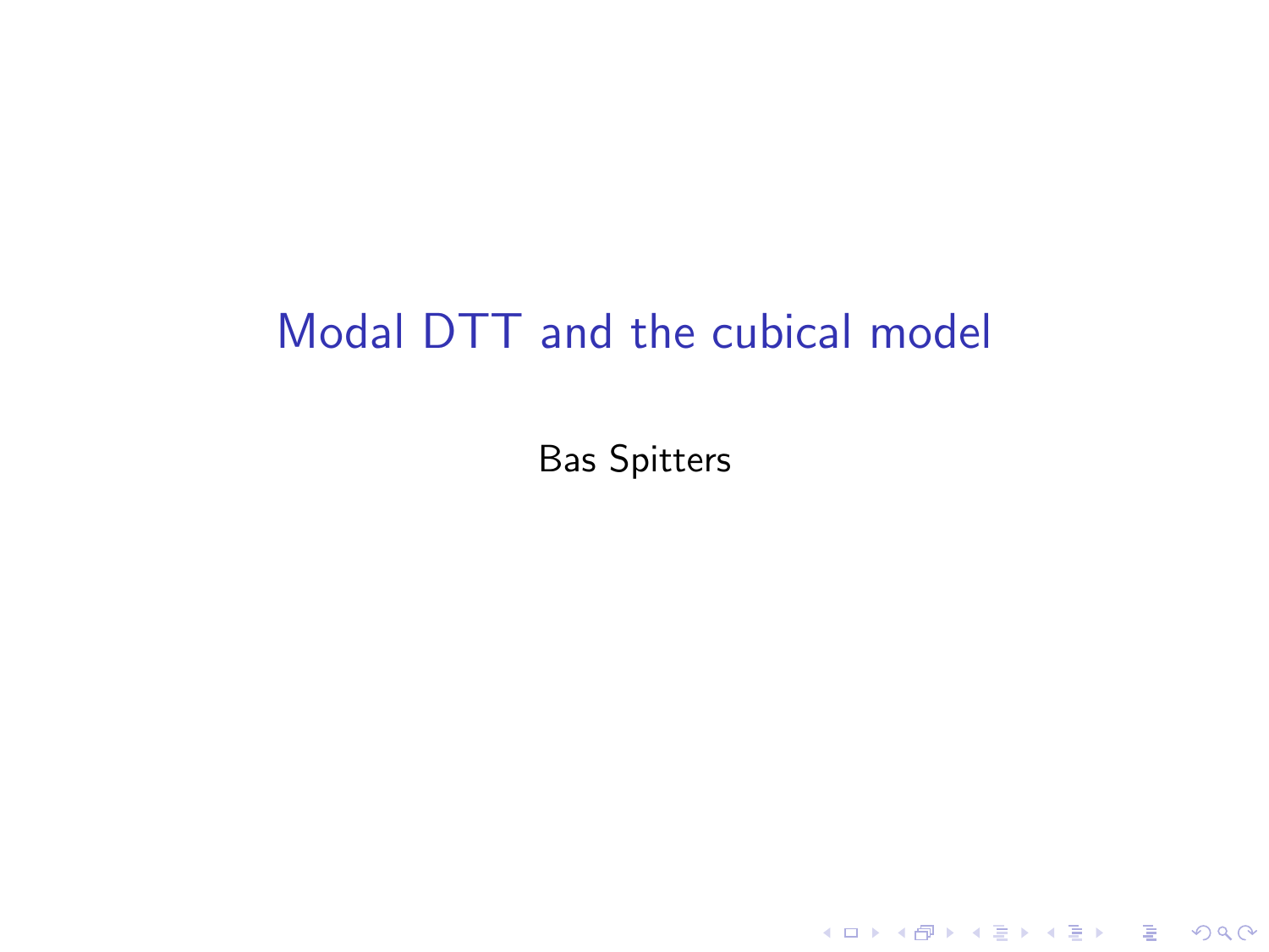# Modal DTT and the cubical model

Bas Spitters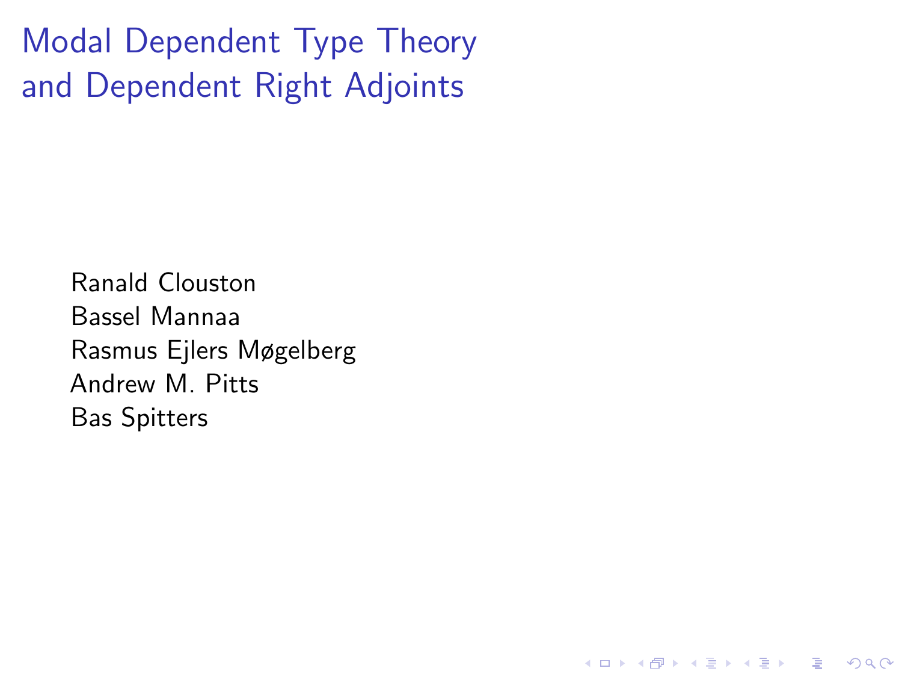# Modal Dependent Type Theory and Dependent Right Adjoints

Ranald Clouston
Bassel Mannaa
Rasmus Ejlers Møgelberg
Andrew M. Pitts
Bas Spitters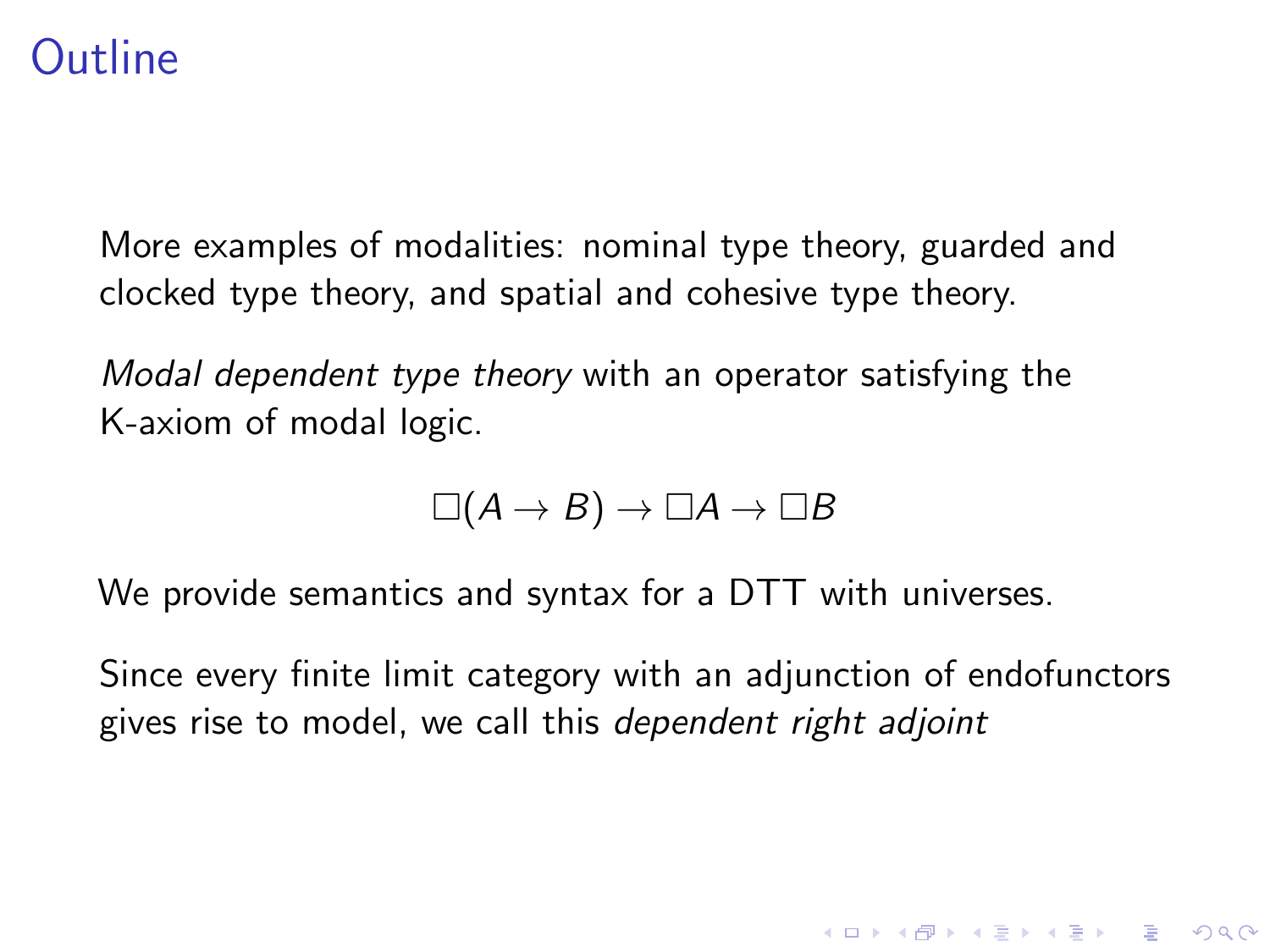# Outline

More examples of modalities: nominal type theory, guarded and clocked type theory, and spatial and cohesive type theory.

*Modal dependent type theory* with an operator satisfying the K-axiom of modal logic.

$$\Box(A \to B) \to \Box A \to \Box B$$

We provide semantics and syntax for a DTT with universes.

Since every finite limit category with an adjunction of endofunctors gives rise to model, we call this *dependent right adjoint*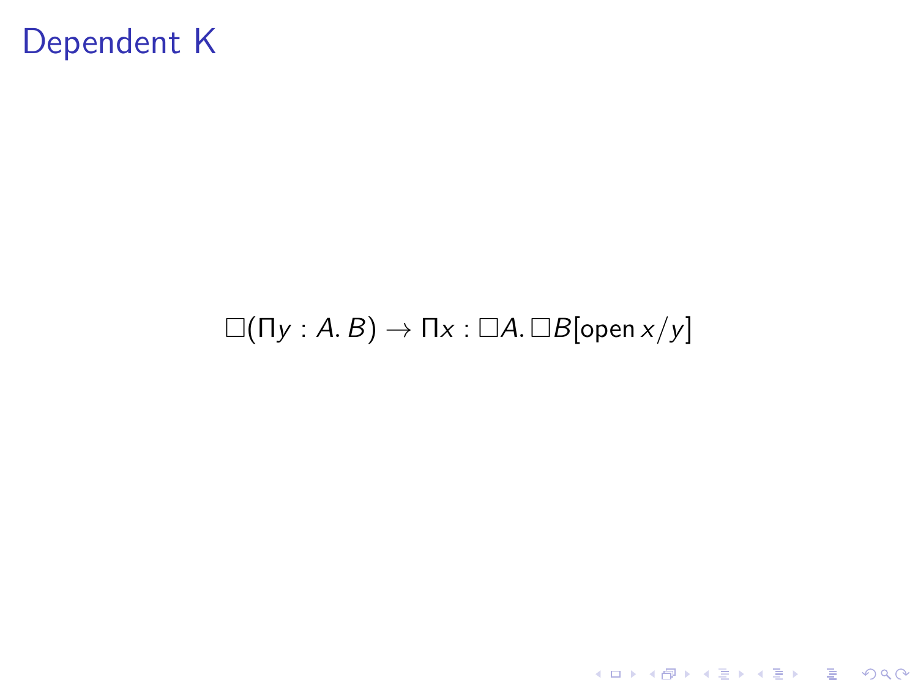# Dependent K

$$\Box(\Pi y : A.\, B) \to \Pi x : \Box A.\, \Box B[\mathsf{open}\, x/y]$$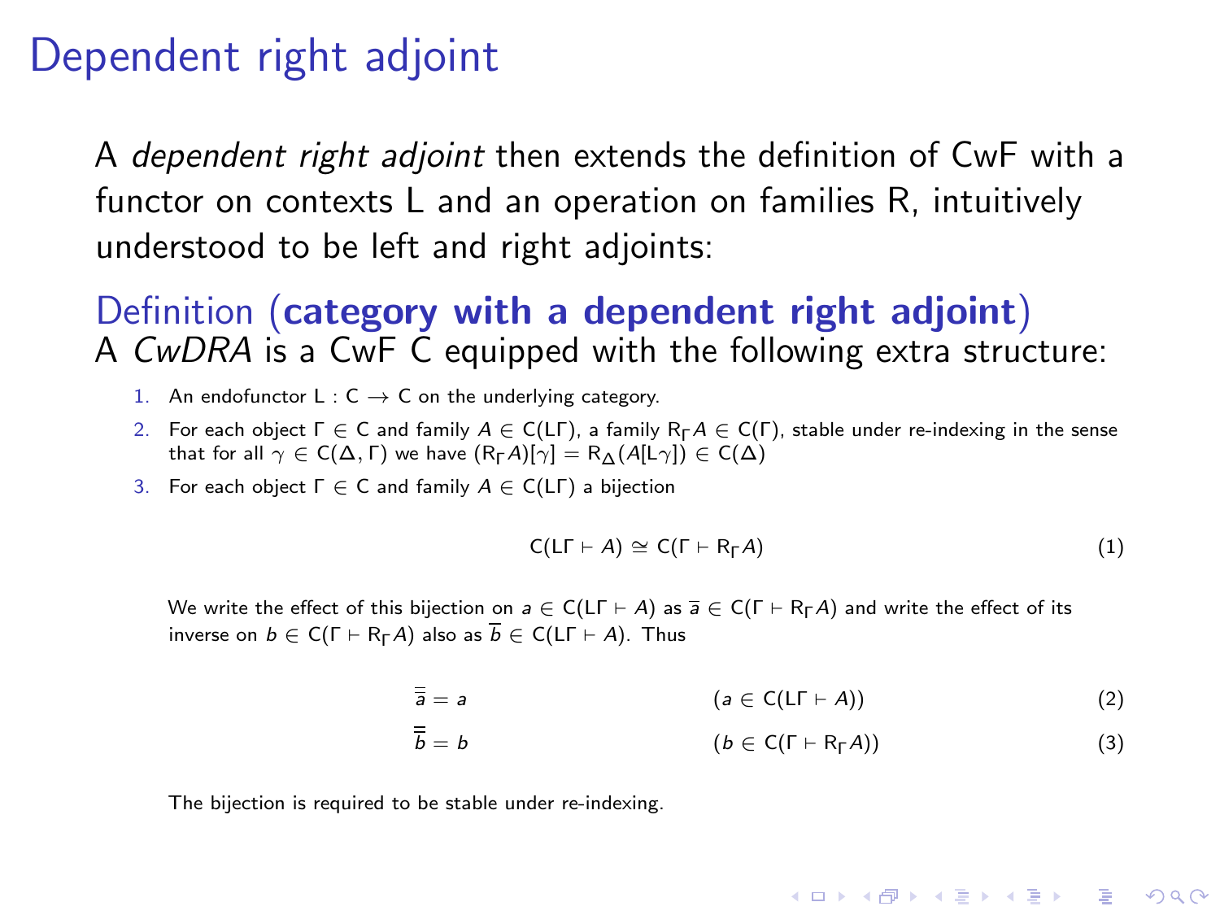# Dependent right adjoint

A *dependent right adjoint* then extends the definition of CwF with a functor on contexts L and an operation on families R, intuitively understood to be left and right adjoints:

## Definition (**category with a dependent right adjoint**)

A *CwDRA* is a CwF C equipped with the following extra structure:

1. An endofunctor $\mathsf{L} : \mathsf{C} \to \mathsf{C}$ on the underlying category.
2. For each object $\Gamma \in \mathsf{C}$ and family $A \in \mathsf{C}(\mathsf{L}\Gamma)$, a family $\mathsf{R}_\Gamma A \in \mathsf{C}(\Gamma)$, stable under re-indexing in the sense that for all $\gamma \in \mathsf{C}(\Delta, \Gamma)$ we have $(\mathsf{R}_\Gamma A)[\gamma] = \mathsf{R}_\Delta(A[\mathsf{L}\gamma]) \in \mathsf{C}(\Delta)$
3. For each object $\Gamma \in \mathsf{C}$ and family $A \in \mathsf{C}(\mathsf{L}\Gamma)$ a bijection

$$\mathsf{C}(\mathsf{L}\Gamma \vdash A) \cong \mathsf{C}(\Gamma \vdash \mathsf{R}_\Gamma A) \tag{1}$$

   We write the effect of this bijection on $a \in \mathsf{C}(\mathsf{L}\Gamma \vdash A)$ as $\overline{a} \in \mathsf{C}(\Gamma \vdash \mathsf{R}_\Gamma A)$ and write the effect of its inverse on $b \in \mathsf{C}(\Gamma \vdash \mathsf{R}_\Gamma A)$ also as $\overline{b} \in \mathsf{C}(\mathsf{L}\Gamma \vdash A)$. Thus

$$\overline{\overline{a}} = a \qquad (a \in \mathsf{C}(\mathsf{L}\Gamma \vdash A)) \tag{2}$$

$$\overline{\overline{b}} = b \qquad (b \in \mathsf{C}(\Gamma \vdash \mathsf{R}_\Gamma A)) \tag{3}$$

   The bijection is required to be stable under re-indexing.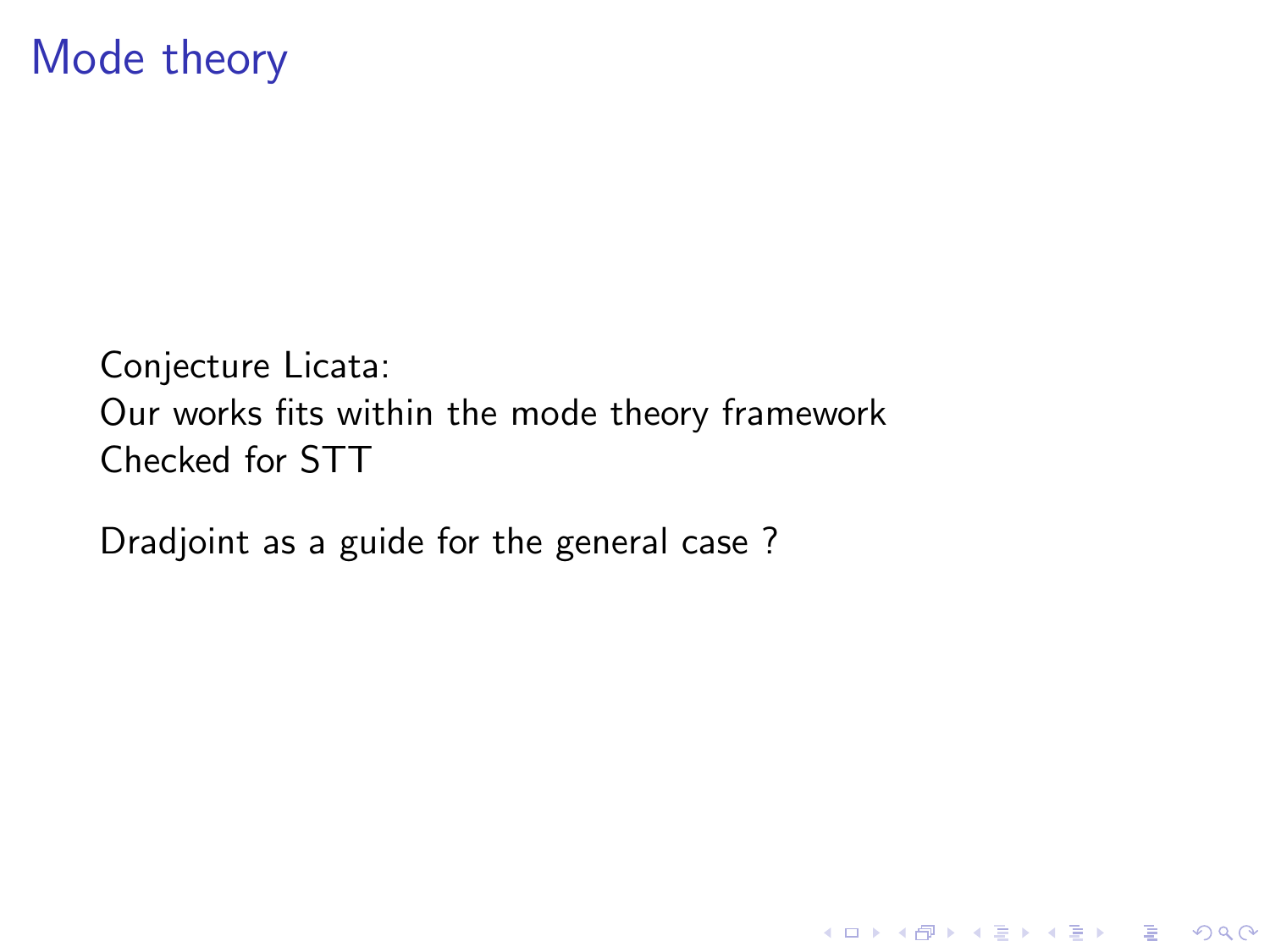# Mode theory

Conjecture Licata:
Our works fits within the mode theory framework
Checked for STT

Dradjoint as a guide for the general case ?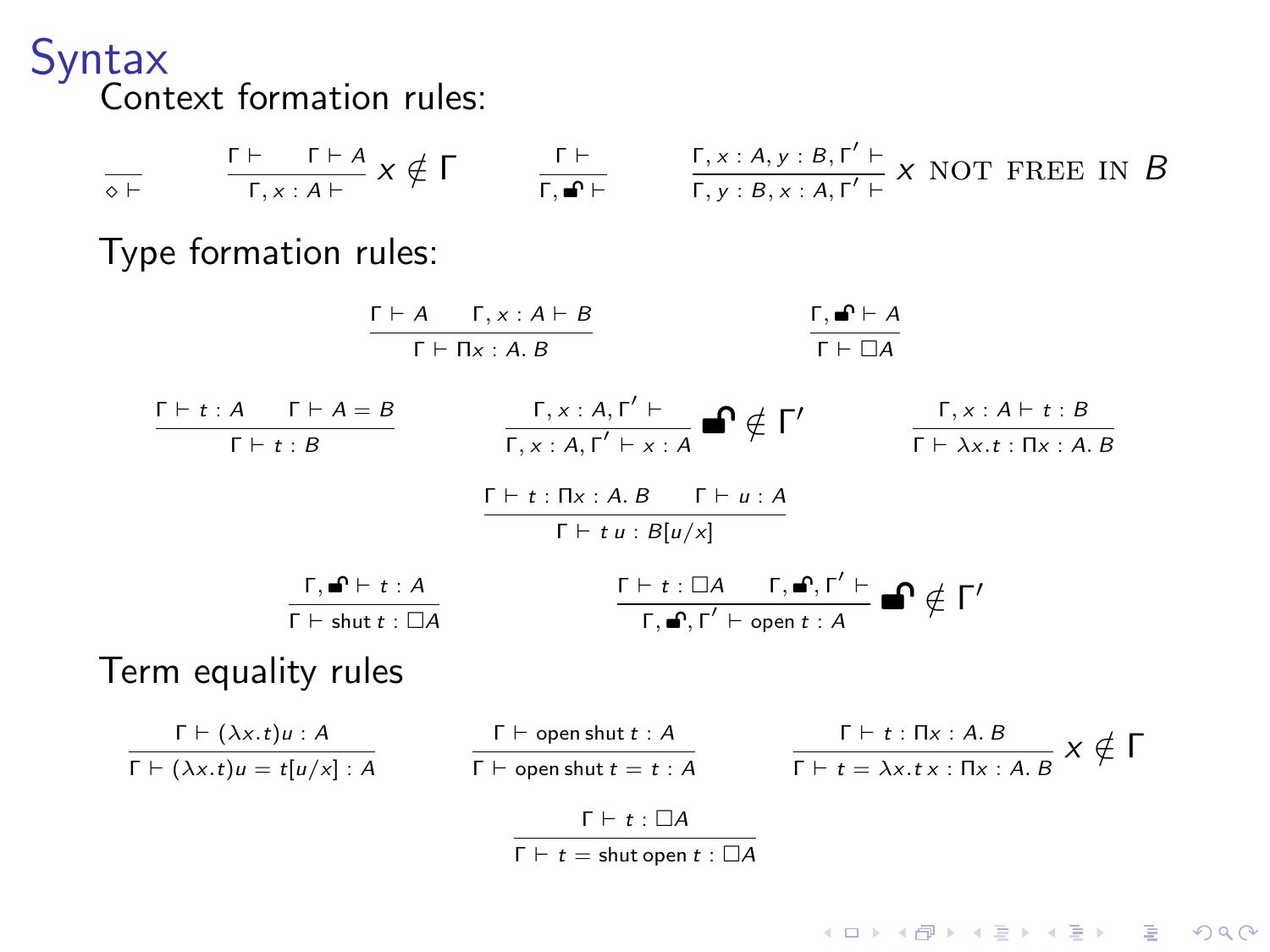# Syntax

Context formation rules:

$$\frac{}{\diamond \vdash} \qquad \frac{\Gamma \vdash \quad \Gamma \vdash A}{\Gamma, x : A \vdash} \; x \notin \Gamma \qquad \frac{\Gamma \vdash}{\Gamma, 🔓 \vdash} \qquad \frac{\Gamma, x : A, y : B, \Gamma' \vdash}{\Gamma, y : B, x : A, \Gamma' \vdash} \; x \text{ NOT FREE IN } B$$

Type formation rules:

$$\frac{\Gamma \vdash A \quad \Gamma, x : A \vdash B}{\Gamma \vdash \Pi x : A.\, B} \qquad \frac{\Gamma, 🔓 \vdash A}{\Gamma \vdash \Box A}$$

$$\frac{\Gamma \vdash t : A \quad \Gamma \vdash A = B}{\Gamma \vdash t : B} \qquad \frac{\Gamma, x : A, \Gamma' \vdash}{\Gamma, x : A, \Gamma' \vdash x : A} \; 🔓 \notin \Gamma' \qquad \frac{\Gamma, x : A \vdash t : B}{\Gamma \vdash \lambda x.t : \Pi x : A.\, B}$$

$$\frac{\Gamma \vdash t : \Pi x : A.\, B \quad \Gamma \vdash u : A}{\Gamma \vdash t\, u : B[u/x]}$$

$$\frac{\Gamma, 🔓 \vdash t : A}{\Gamma \vdash \text{shut}\ t : \Box A} \qquad \frac{\Gamma \vdash t : \Box A \quad \Gamma, 🔓, \Gamma' \vdash}{\Gamma, 🔓, \Gamma' \vdash \text{open}\ t : A} \; 🔓 \notin \Gamma'$$

Term equality rules

$$\frac{\Gamma \vdash (\lambda x.t)u : A}{\Gamma \vdash (\lambda x.t)u = t[u/x] : A} \qquad \frac{\Gamma \vdash \text{open shut}\ t : A}{\Gamma \vdash \text{open shut}\ t = t : A} \qquad \frac{\Gamma \vdash t : \Pi x : A.\, B}{\Gamma \vdash t = \lambda x.t\, x : \Pi x : A.\, B} \; x \notin \Gamma$$

$$\frac{\Gamma \vdash t : \Box A}{\Gamma \vdash t = \text{shut open}\ t : \Box A}$$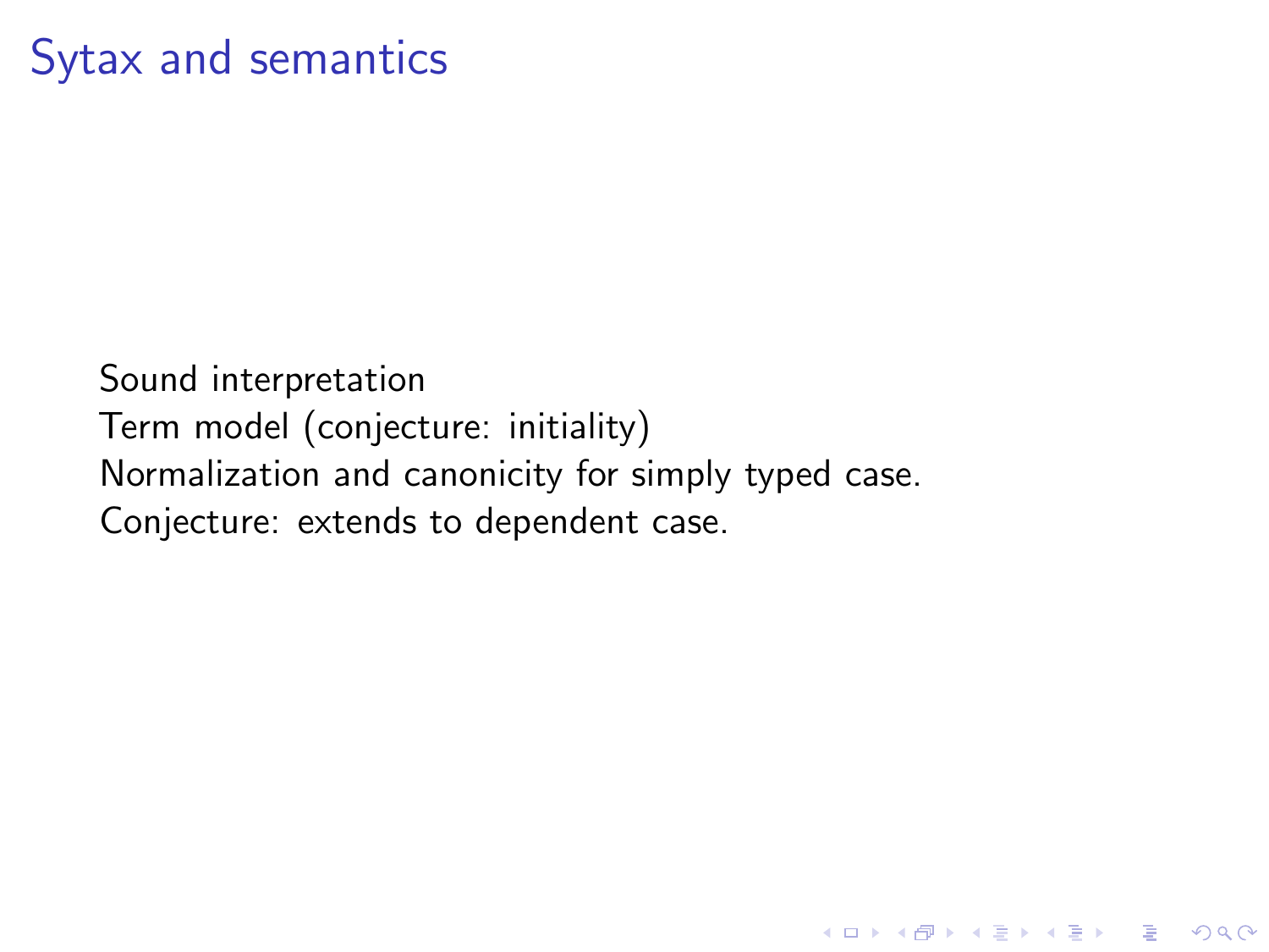# Sytax and semantics

Sound interpretation
Term model (conjecture: initiality)
Normalization and canonicity for simply typed case.
Conjecture: extends to dependent case.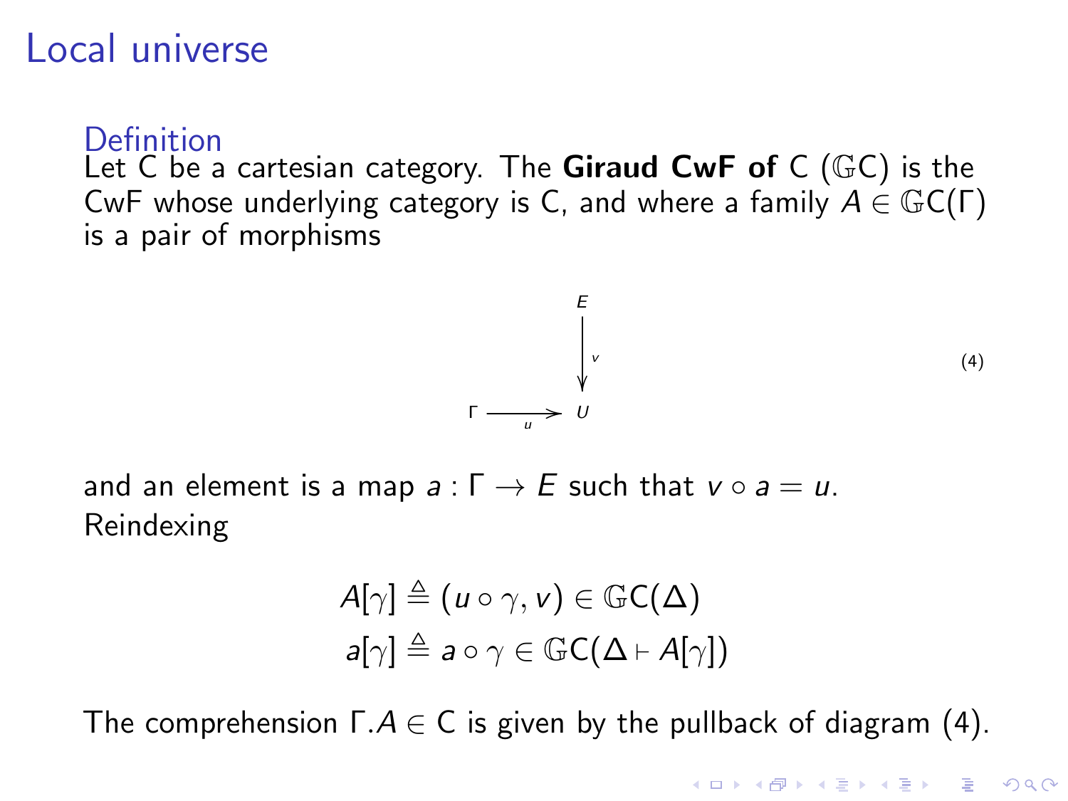# Local universe

**Definition**

Let C be a cartesian category. The **Giraud CwF of** C ($\mathbb{G}$C) is the CwF whose underlying category is C, and where a family $A \in \mathbb{G}\mathrm{C}(\Gamma)$ is a pair of morphisms

$$
\begin{array}{ccc}
 & & E \\
 & & \downarrow{\scriptstyle v} \\
\Gamma & \xrightarrow{u} & U
\end{array}
\tag{4}
$$

and an element is a map $a : \Gamma \to E$ such that $v \circ a = u$.
Reindexing

$$
\begin{aligned}
A[\gamma] &\triangleq (u \circ \gamma, v) \in \mathbb{G}\mathrm{C}(\Delta) \\
a[\gamma] &\triangleq a \circ \gamma \in \mathbb{G}\mathrm{C}(\Delta \vdash A[\gamma])
\end{aligned}
$$

The comprehension $\Gamma.A \in \mathrm{C}$ is given by the pullback of diagram (4).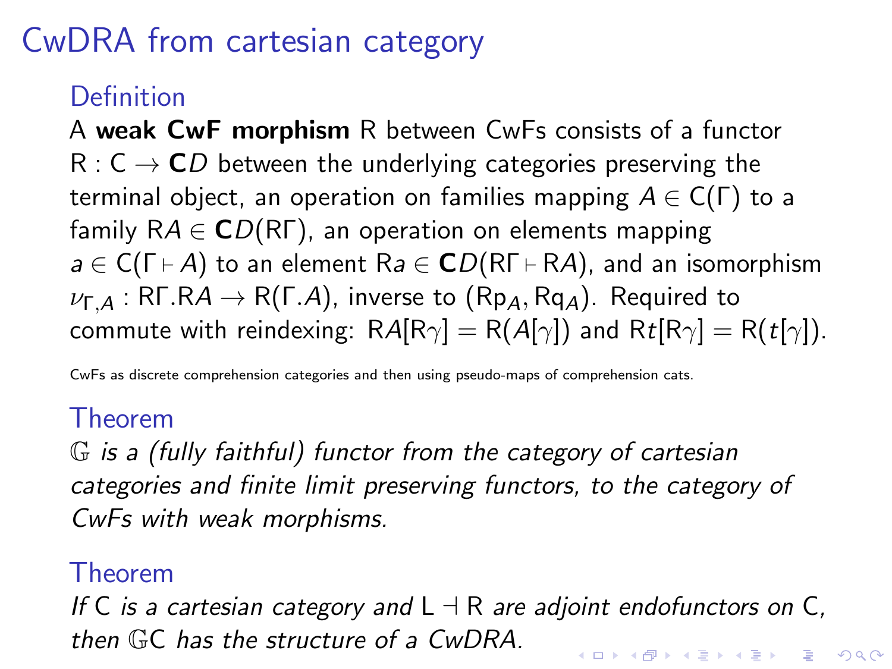# CwDRA from cartesian category

## Definition

A **weak CwF morphism** R between CwFs consists of a functor $\mathsf{R} : \mathsf{C} \to \mathbf{C}D$ between the underlying categories preserving the terminal object, an operation on families mapping $A \in \mathsf{C}(\Gamma)$ to a family $\mathsf{R}A \in \mathbf{C}D(\mathsf{R}\Gamma)$, an operation on elements mapping $a \in \mathsf{C}(\Gamma \vdash A)$ to an element $\mathsf{R}a \in \mathbf{C}D(\mathsf{R}\Gamma \vdash \mathsf{R}A)$, and an isomorphism $\nu_{\Gamma,A} : \mathsf{R}\Gamma.\mathsf{R}A \to \mathsf{R}(\Gamma.A)$, inverse to $(\mathsf{R}\mathsf{p}_A, \mathsf{R}\mathsf{q}_A)$. Required to commute with reindexing: $\mathsf{R}A[\mathsf{R}\gamma] = \mathsf{R}(A[\gamma])$ and $\mathsf{R}t[\mathsf{R}\gamma] = \mathsf{R}(t[\gamma])$.

CwFs as discrete comprehension categories and then using pseudo-maps of comprehension cats.

## Theorem

*$\mathbb{G}$ is a (fully faithful) functor from the category of cartesian categories and finite limit preserving functors, to the category of CwFs with weak morphisms.*

## Theorem

*If $\mathsf{C}$ is a cartesian category and $\mathsf{L} \dashv \mathsf{R}$ are adjoint endofunctors on $\mathsf{C}$, then $\mathbb{G}\mathsf{C}$ has the structure of a CwDRA.*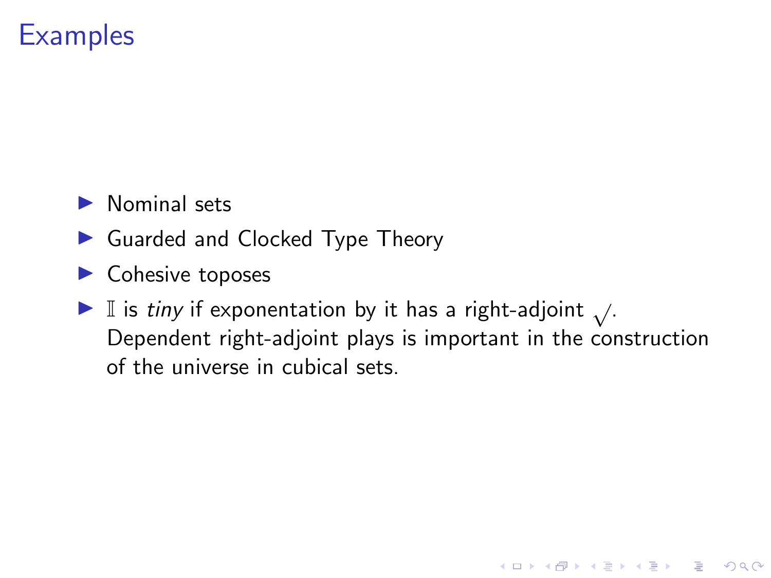# Examples

- Nominal sets
- Guarded and Clocked Type Theory
- Cohesive toposes
- $\mathbb{I}$ is *tiny* if exponentation by it has a right-adjoint $\surd$.
  Dependent right-adjoint plays is important in the construction of the universe in cubical sets.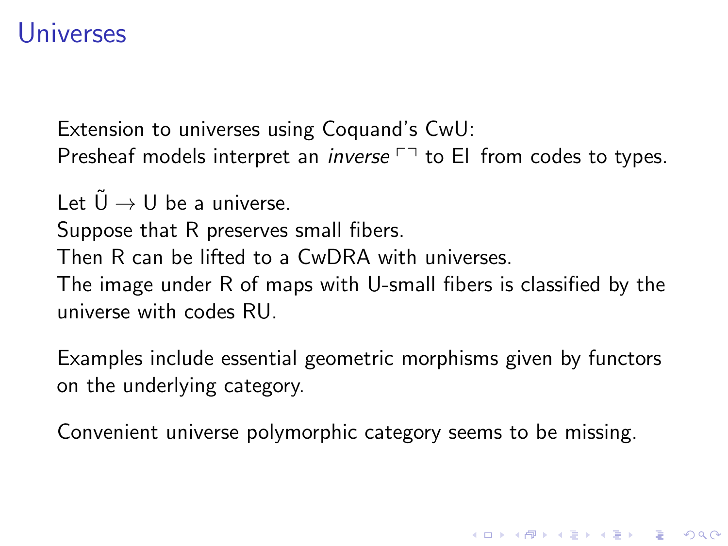# Universes

Extension to universes using Coquand's CwU:
Presheaf models interpret an *inverse* $\ulcorner\urcorner$ to El from codes to types.

Let $\tilde{\mathrm{U}} \to \mathrm{U}$ be a universe.
Suppose that R preserves small fibers.
Then R can be lifted to a CwDRA with universes.
The image under R of maps with U-small fibers is classified by the universe with codes RU.

Examples include essential geometric morphisms given by functors on the underlying category.

Convenient universe polymorphic category seems to be missing.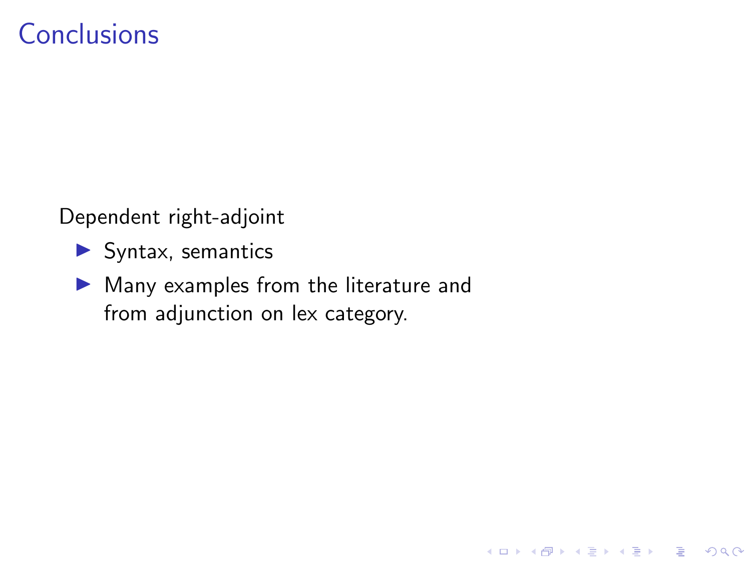# Conclusions

Dependent right-adjoint

- Syntax, semantics
- Many examples from the literature and from adjunction on lex category.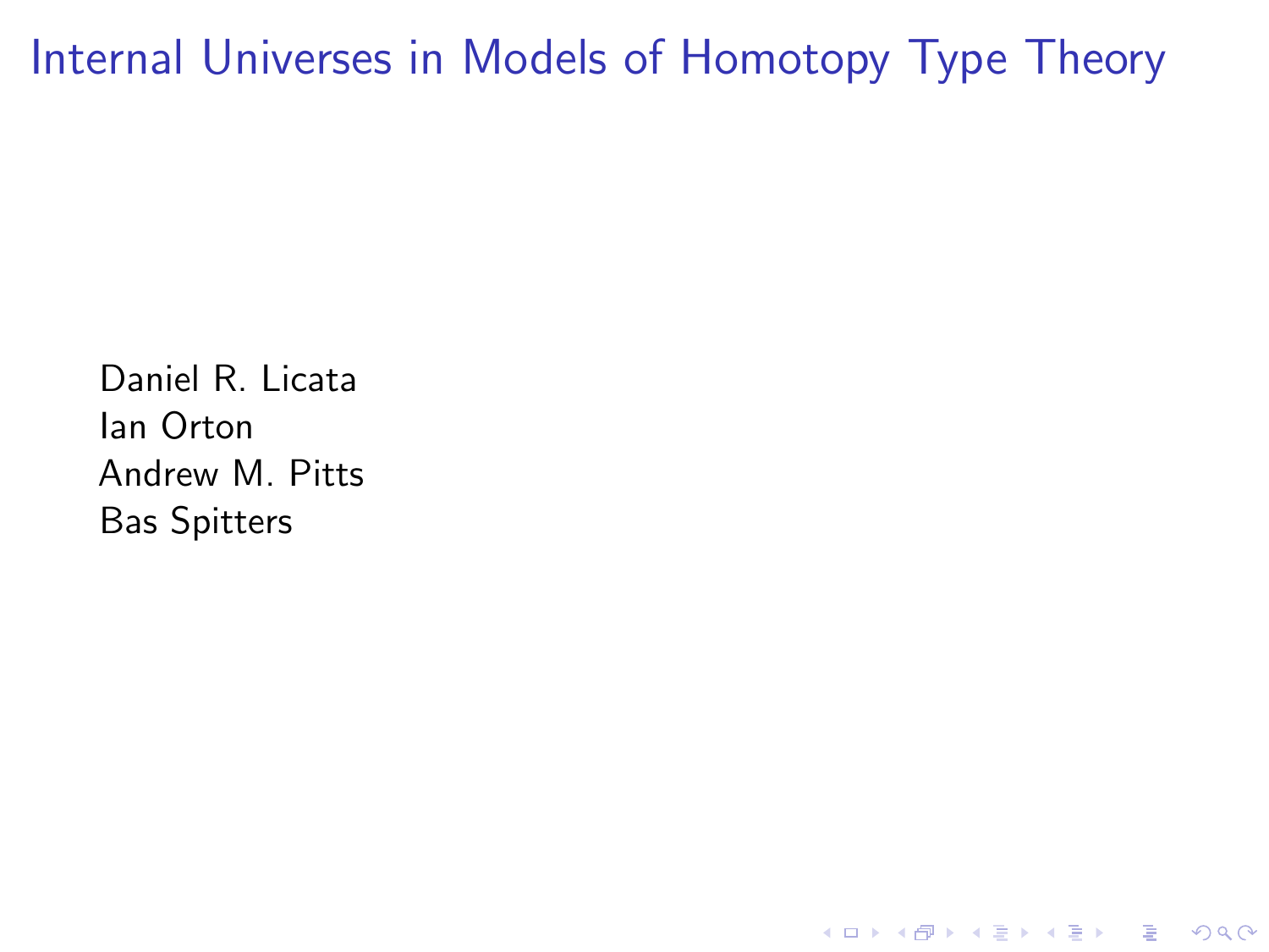# Internal Universes in Models of Homotopy Type Theory

Daniel R. Licata
Ian Orton
Andrew M. Pitts
Bas Spitters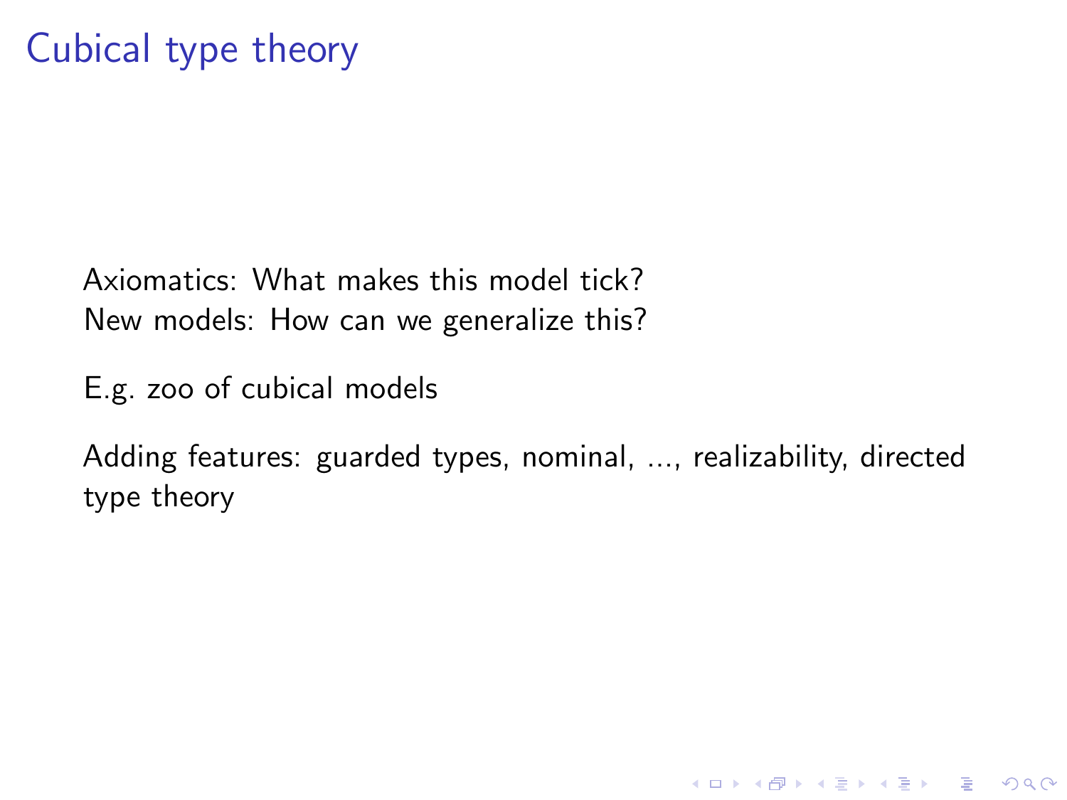# Cubical type theory

Axiomatics: What makes this model tick?
New models: How can we generalize this?

E.g. zoo of cubical models

Adding features: guarded types, nominal, ..., realizability, directed type theory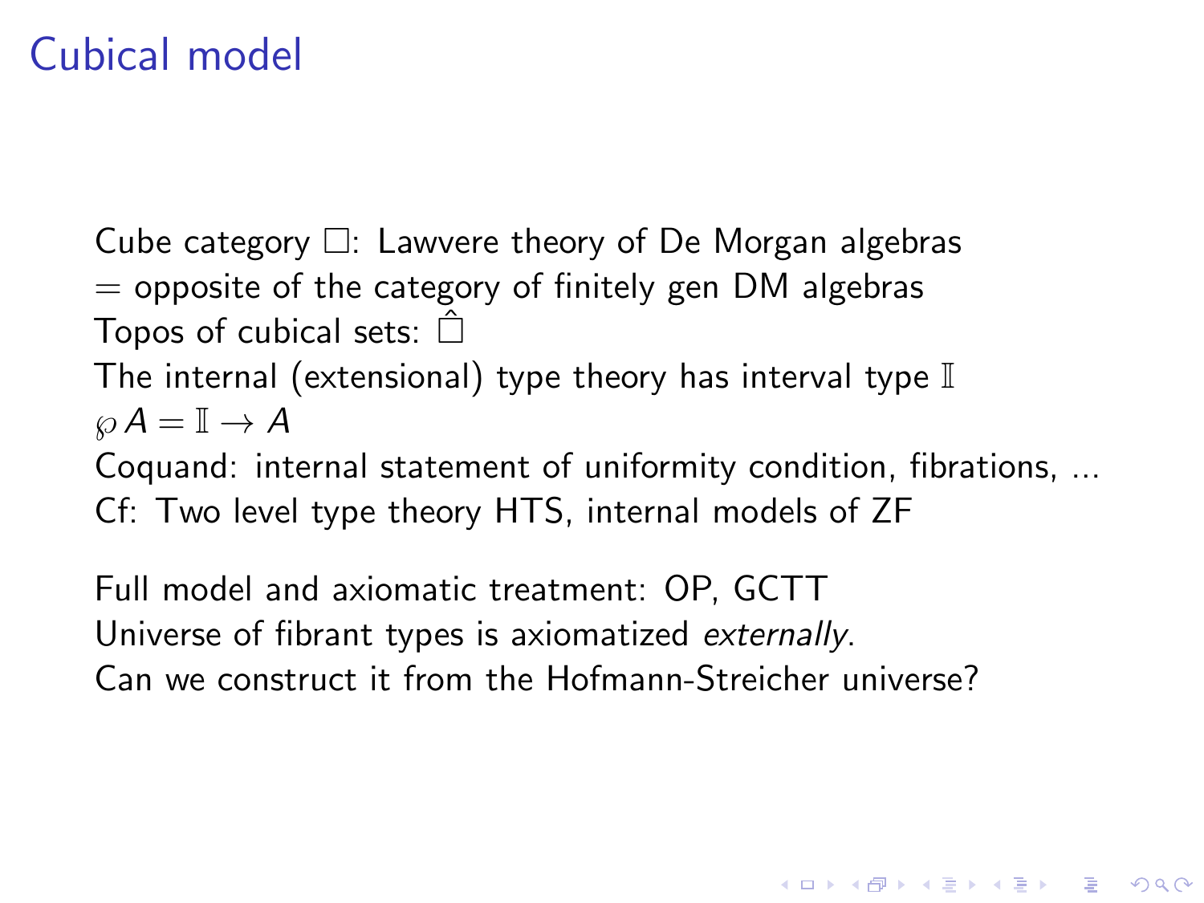# Cubical model

Cube category $\square$: Lawvere theory of De Morgan algebras
= opposite of the category of finitely gen DM algebras
Topos of cubical sets: $\hat{\square}$
The internal (extensional) type theory has interval type $\mathbb{I}$
$\wp A = \mathbb{I} \to A$
Coquand: internal statement of uniformity condition, fibrations, ...
Cf: Two level type theory HTS, internal models of ZF

Full model and axiomatic treatment: OP, GCTT
Universe of fibrant types is axiomatized *externally*.
Can we construct it from the Hofmann-Streicher universe?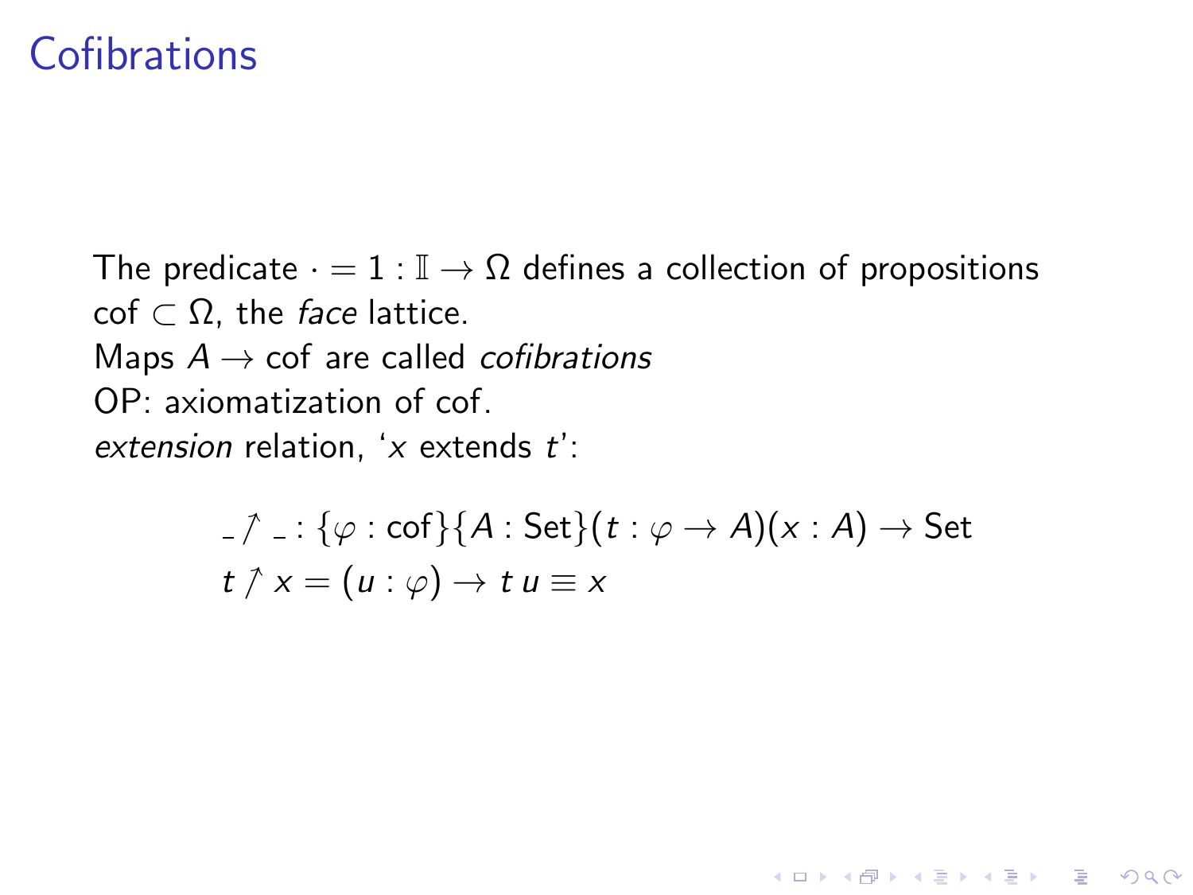# Cofibrations

The predicate $\cdot = 1 : \mathbb{I} \to \Omega$ defines a collection of propositions $\mathrm{cof} \subset \Omega$, the *face* lattice.
Maps $A \to \mathrm{cof}$ are called *cofibrations*
OP: axiomatization of cof.
*extension* relation, '$x$ extends $t$':

$$
\begin{aligned}
&\_ \nearrow \_ : \{\varphi : \mathrm{cof}\}\{A : \mathrm{Set}\}(t : \varphi \to A)(x : A) \to \mathrm{Set} \\
&t \nearrow x = (u : \varphi) \to t\, u \equiv x
\end{aligned}
$$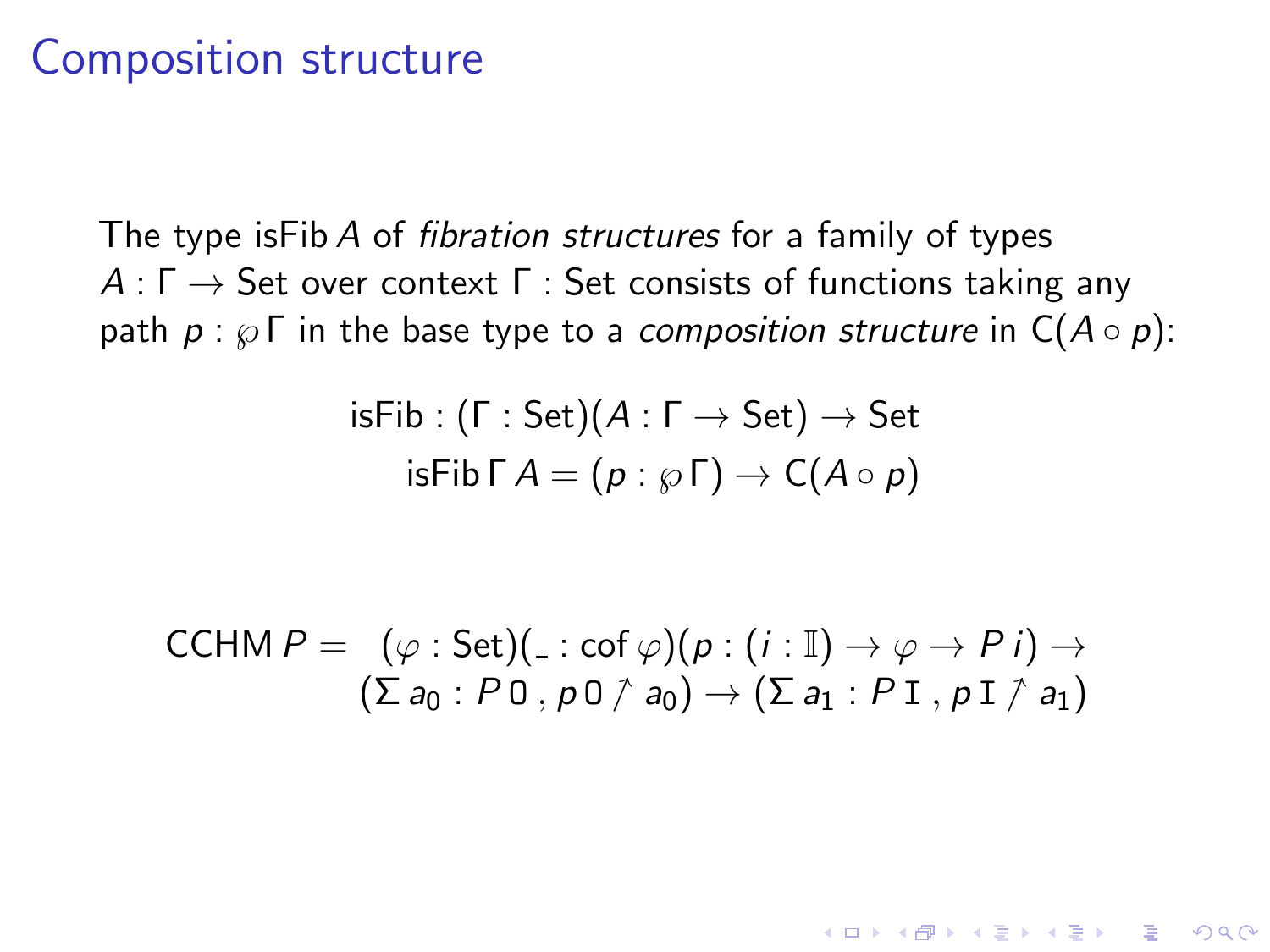# Composition structure

The type $\mathsf{isFib}\, A$ of *fibration structures* for a family of types $A : \Gamma \to \mathsf{Set}$ over context $\Gamma : \mathsf{Set}$ consists of functions taking any path $p : \wp\, \Gamma$ in the base type to a *composition structure* in $\mathsf{C}(A \circ p)$:

$$
\begin{aligned}
&\mathsf{isFib} : (\Gamma : \mathsf{Set})(A : \Gamma \to \mathsf{Set}) \to \mathsf{Set} \\
&\quad \mathsf{isFib}\, \Gamma\, A = (p : \wp\, \Gamma) \to \mathsf{C}(A \circ p)
\end{aligned}
$$

$$
\begin{aligned}
\mathsf{CCHM}\, P = \; & (\varphi : \mathsf{Set})(\_ : \mathsf{cof}\, \varphi)(p : (i : \mathbb{I}) \to \varphi \to P\, i) \to \\
& (\Sigma\, a_0 : P\, \mathtt{0}\, ,\, p\, \mathtt{0} \nearrow a_0) \to (\Sigma\, a_1 : P\, \mathtt{I}\, ,\, p\, \mathtt{I} \nearrow a_1)
\end{aligned}
$$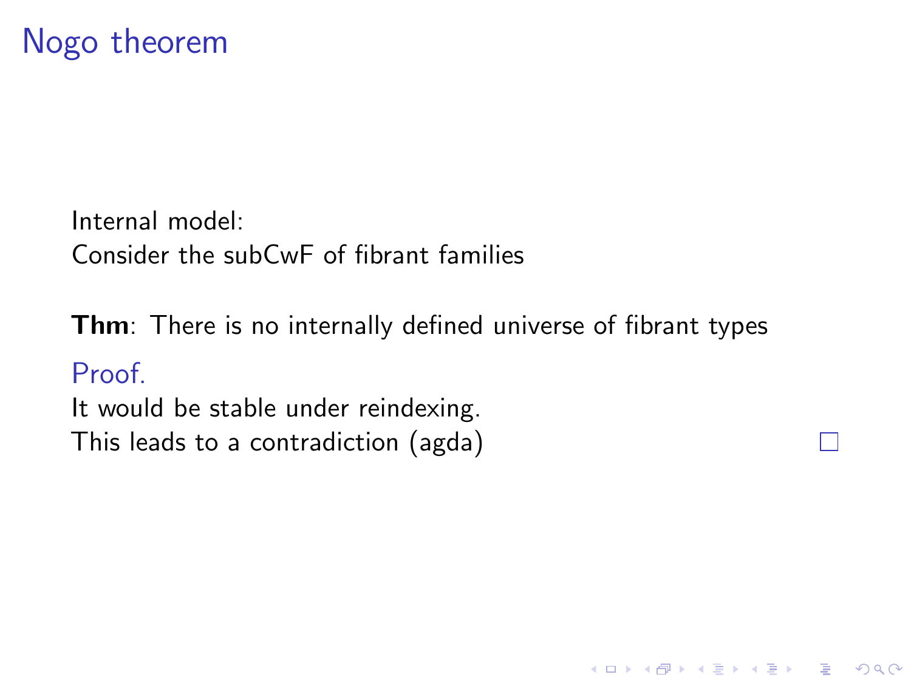# Nogo theorem

Internal model:
Consider the subCwF of fibrant families

**Thm**: There is no internally defined universe of fibrant types

Proof.
It would be stable under reindexing.
This leads to a contradiction (agda) □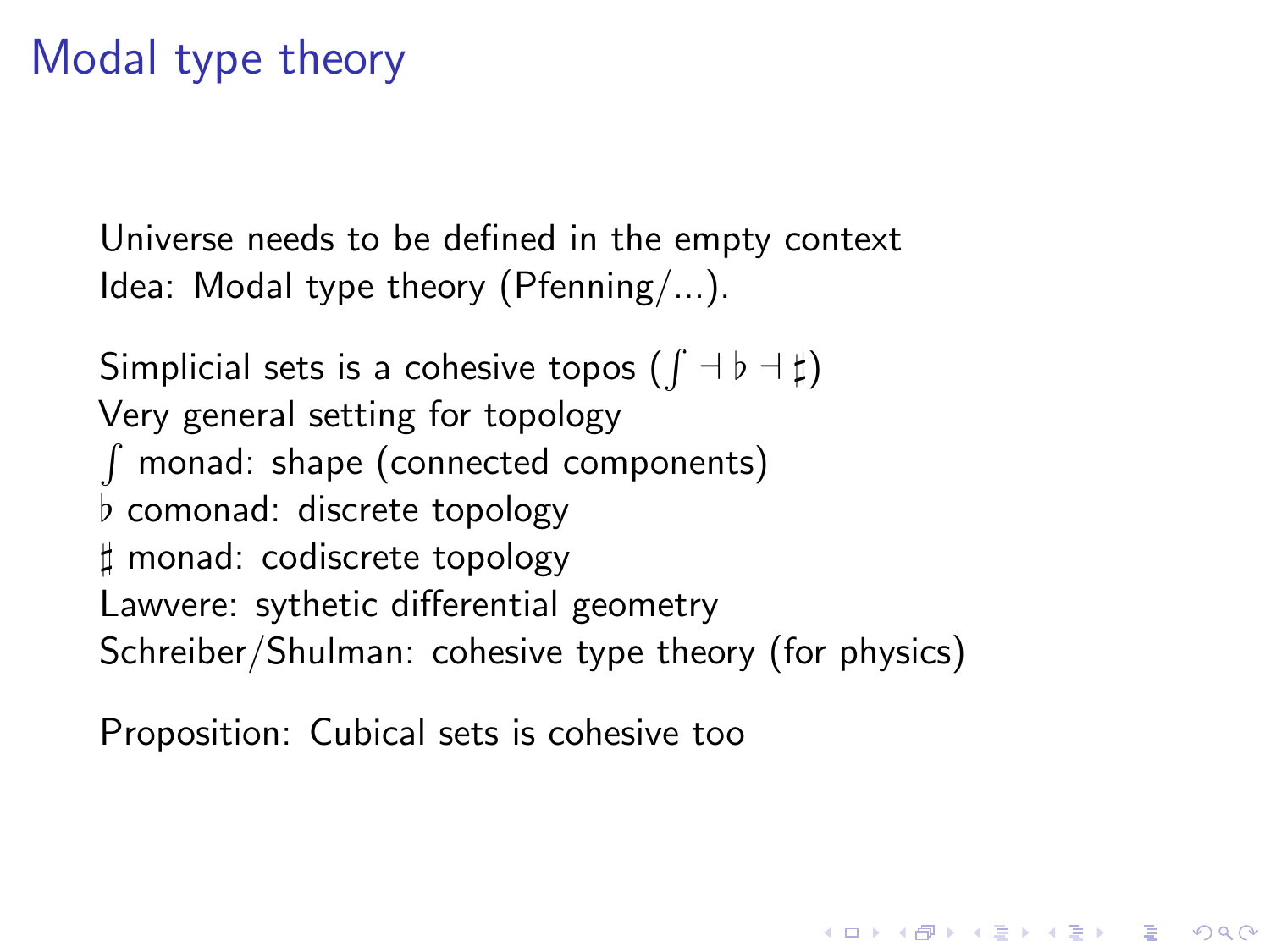# Modal type theory

Universe needs to be defined in the empty context
Idea: Modal type theory (Pfenning/...).

Simplicial sets is a cohesive topos ($\int \dashv \flat \dashv \sharp$)
Very general setting for topology
$\int$ monad: shape (connected components)
$\flat$ comonad: discrete topology
$\sharp$ monad: codiscrete topology
Lawvere: sythetic differential geometry
Schreiber/Shulman: cohesive type theory (for physics)

Proposition: Cubical sets is cohesive too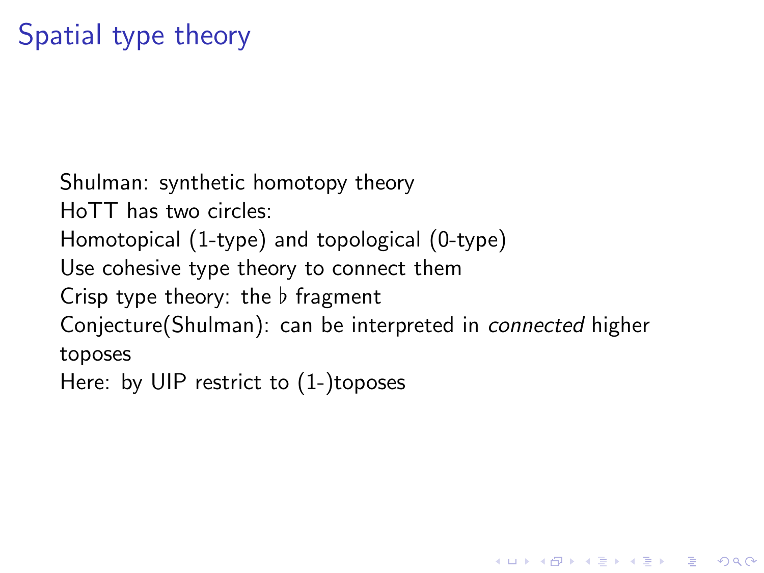# Spatial type theory

Shulman: synthetic homotopy theory
HoTT has two circles:
Homotopical (1-type) and topological (0-type)
Use cohesive type theory to connect them
Crisp type theory: the $\flat$ fragment
Conjecture(Shulman): can be interpreted in *connected* higher toposes
Here: by UIP restrict to (1-)toposes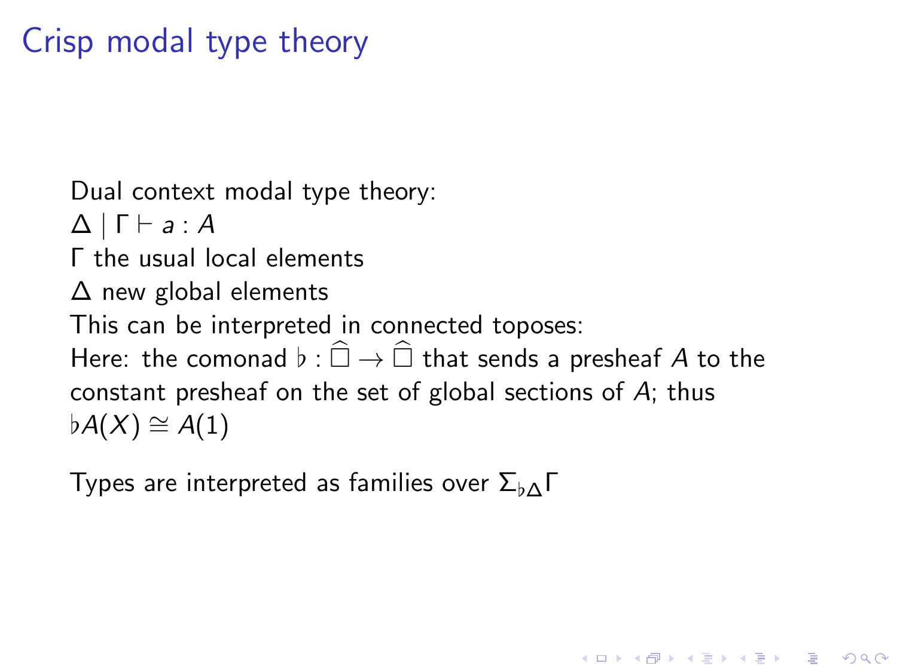# Crisp modal type theory

Dual context modal type theory:
$\Delta \mid \Gamma \vdash a : A$
$\Gamma$ the usual local elements
$\Delta$ new global elements
This can be interpreted in connected toposes:
Here: the comonad $\flat : \widehat{\Box} \to \widehat{\Box}$ that sends a presheaf $A$ to the constant presheaf on the set of global sections of $A$; thus $\flat A(X) \cong A(1)$

Types are interpreted as families over $\Sigma_{\flat\Delta}\Gamma$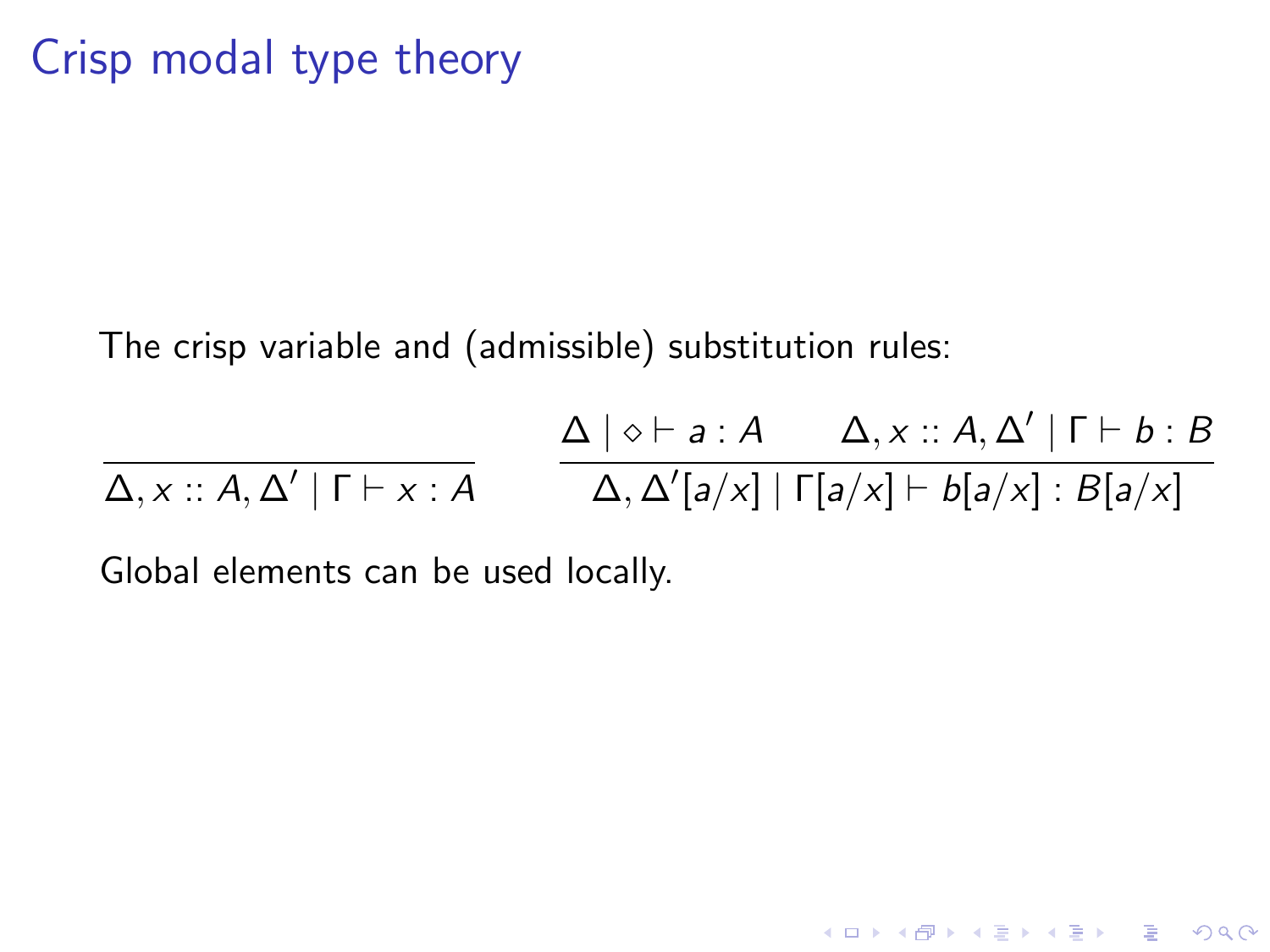# Crisp modal type theory

The crisp variable and (admissible) substitution rules:

$$\frac{}{\Delta, x :: A, \Delta' \mid \Gamma \vdash x : A} \qquad \frac{\Delta \mid \diamond \vdash a : A \qquad \Delta, x :: A, \Delta' \mid \Gamma \vdash b : B}{\Delta, \Delta'[a/x] \mid \Gamma[a/x] \vdash b[a/x] : B[a/x]}$$

Global elements can be used locally.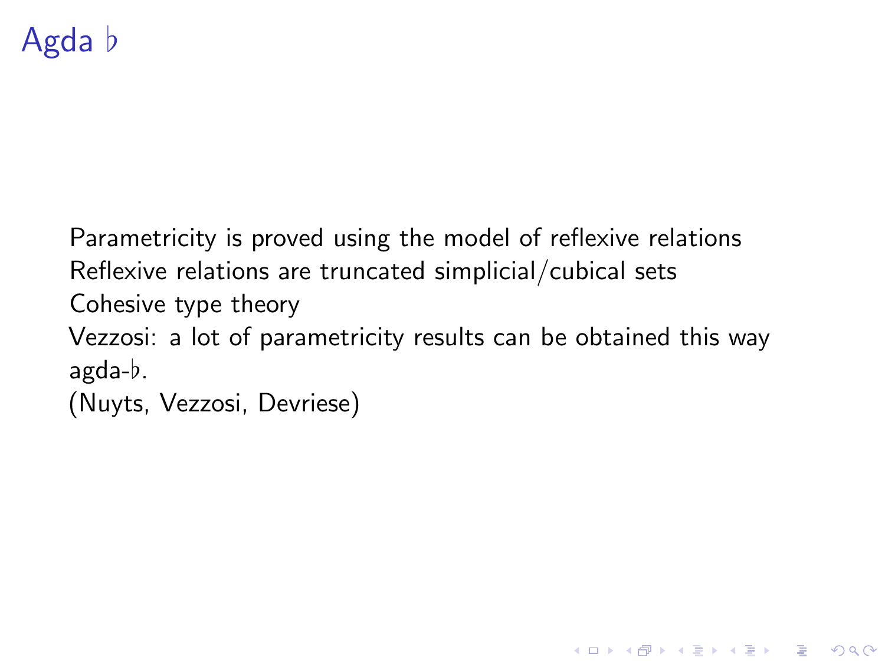# Agda ♭

Parametricity is proved using the model of reflexive relations
Reflexive relations are truncated simplicial/cubical sets
Cohesive type theory
Vezzosi: a lot of parametricity results can be obtained this way
agda-♭.
(Nuyts, Vezzosi, Devriese)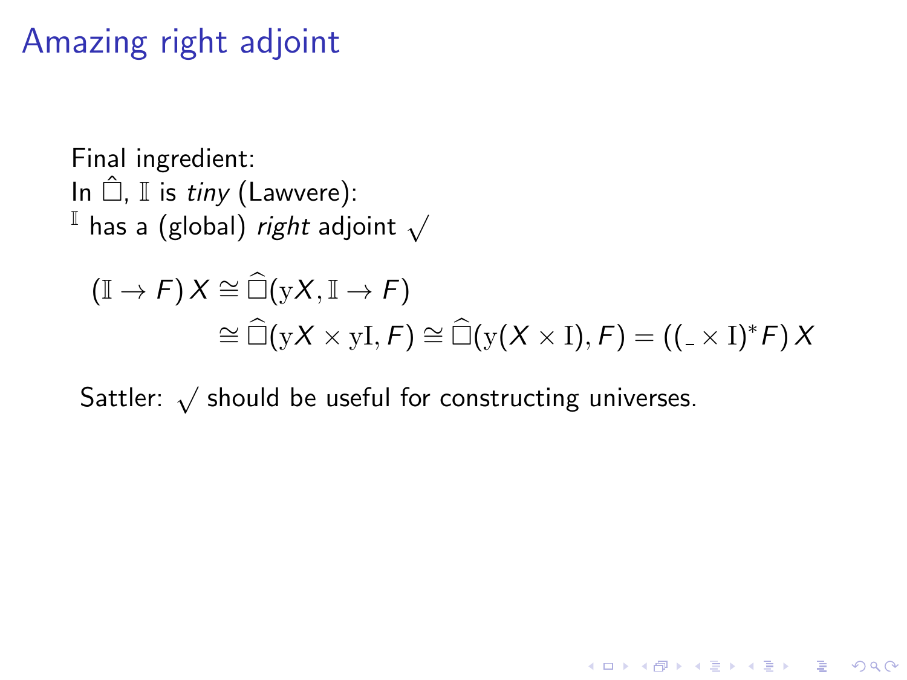# Amazing right adjoint

Final ingredient:
In $\hat{\square}$, $\mathbb{I}$ is *tiny* (Lawvere):
${}^{\mathbb{I}}$ has a (global) *right* adjoint $\surd$

$$
\begin{aligned}
(\mathbb{I} \to F)\, X &\cong \widehat{\square}(\mathrm{y}X, \mathbb{I} \to F) \\
&\cong \widehat{\square}(\mathrm{y}X \times \mathrm{yI}, F) \cong \widehat{\square}(\mathrm{y}(X \times \mathrm{I}), F) = ((\_ \times \mathrm{I})^* F)\, X
\end{aligned}
$$

Sattler: $\surd$ should be useful for constructing universes.